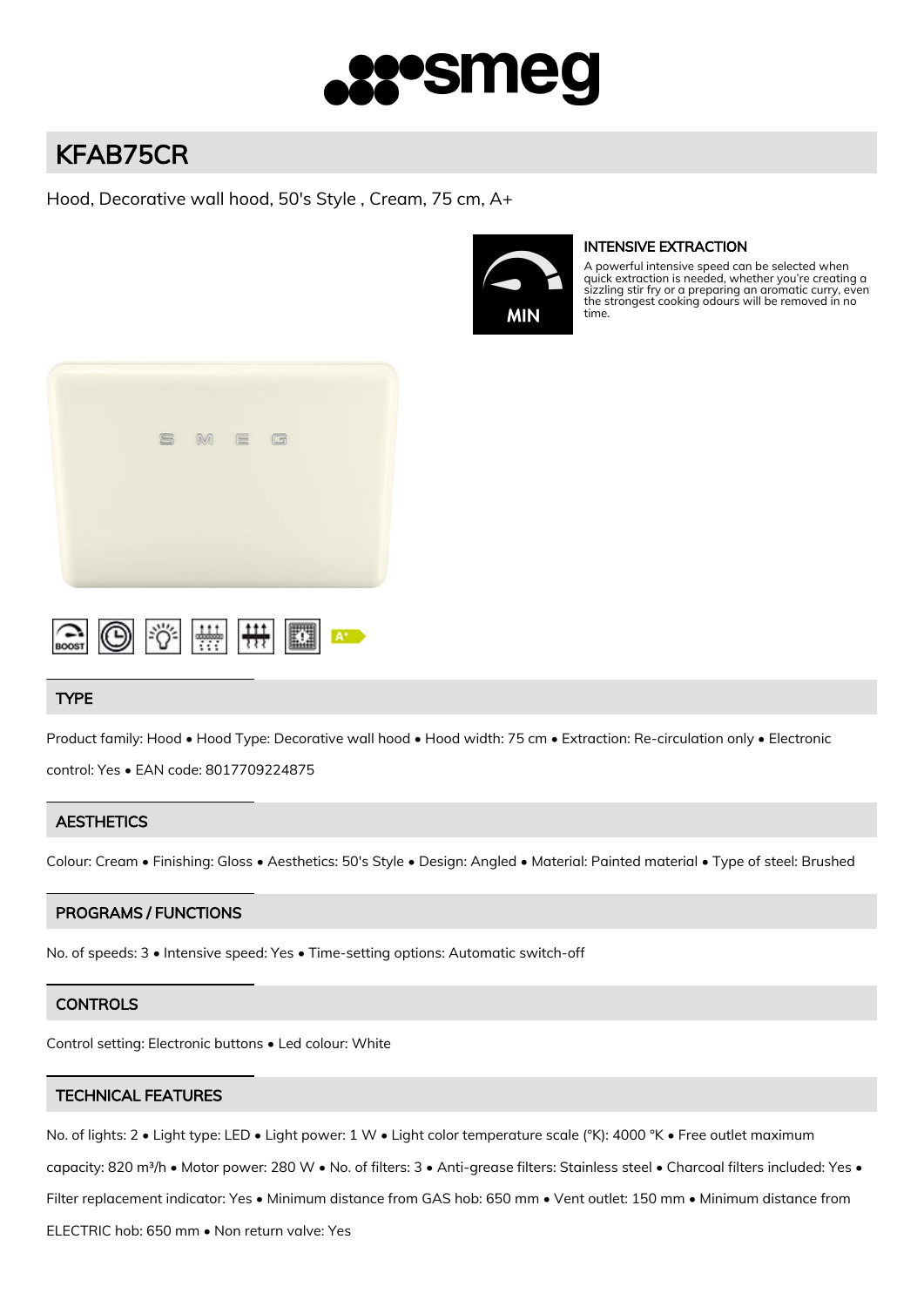# KFAB75CR

Hood, Decorative wall hood, 50's Style , Cream, 75 cm, A+

### INTENSIVE EXTRACTION

A powerful intensive speed can be selected when quick extraction is needed, whether you're creating a sizzling stir fry or a preparing an aromatic curry, even the strongest cooking odours will be removed in no time.

## TYPE

Product family: Hood • Hood Type: Decorative wall hood • Hood width: 75 cm • Extraction: Re-circulation only • Electronic control: Yes • EAN code: 8017709224875

## AESTHETICS

Colour: Cream • Finishing: Gloss • Aesthetics: 50's Style • Design: Angled • Material: Painted material • Type of steel: Brushed

## PROGRAMS / FUNCTIONS

No. of speeds: 3 • Intensive speed: Yes • Time-setting options: Automatic switch-off

## CONTROLS

Control setting: Electronic buttons • Led colour: White

## TECHNICAL FEATURES

No. of lights: 2 • Light type: LED • Light power: 1 W • Light color temperature scale (°K): 4000 °K • Free outlet maximum capacity: 820 m³/h • Motor power: 280 W • No. of filters: 3 • Anti-grease filters: Stainless steel • Charcoal filters included: Yes • Filter replacement indicator: Yes • Minimum distance from GAS hob: 650 mm • Vent outlet: 150 mm • Minimum distance from ELECTRIC hob: 650 mm • Non return valve: Yes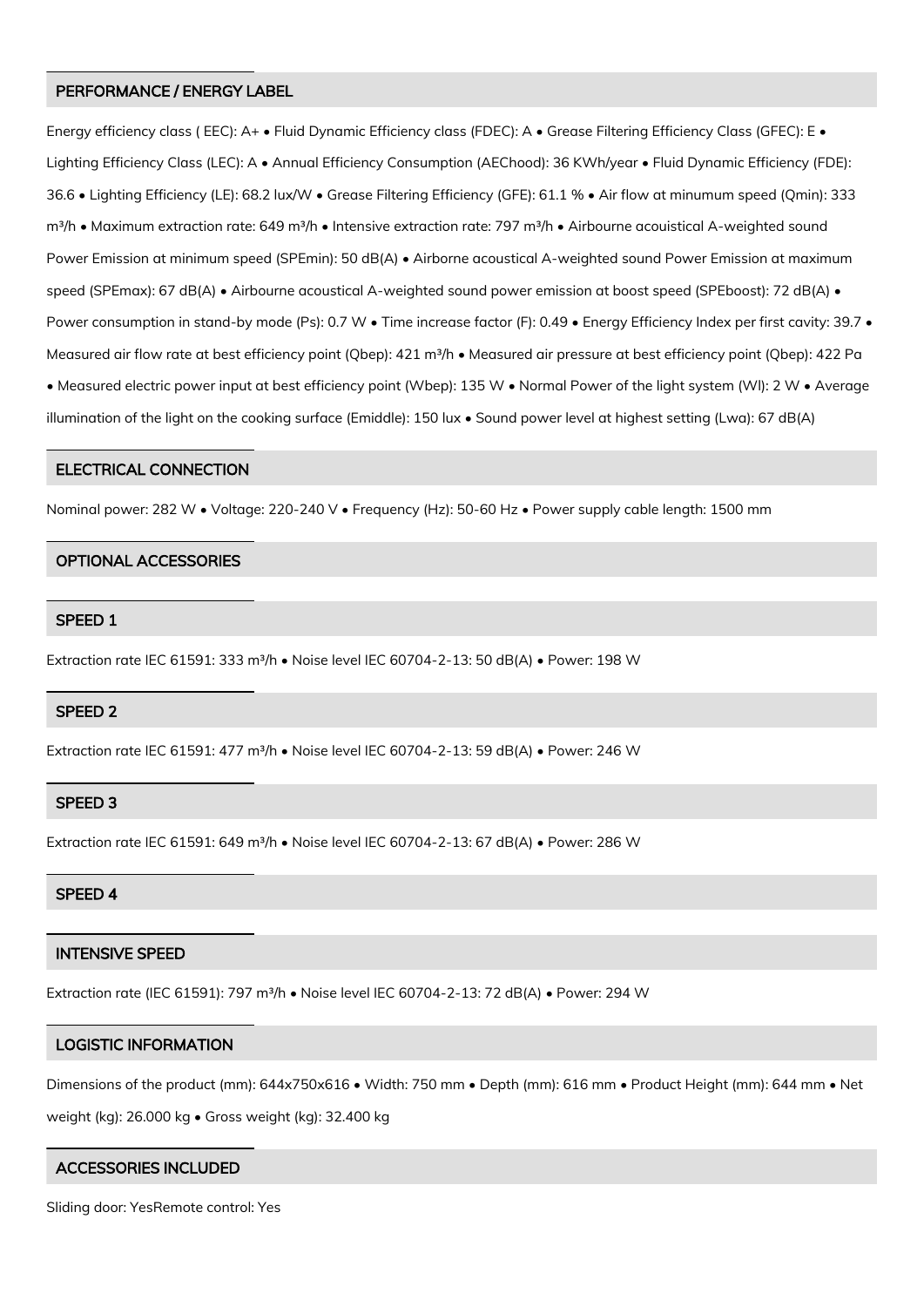## PERFORMANCE / ENERGY LABEL

Energy efficiency class ( EEC): A+ • Fluid Dynamic Efficiency class (FDEC): A • Grease Filtering Efficiency Class (GFEC): E • Lighting Efficiency Class (LEC): A • Annual Efficiency Consumption (AEChood): 36 KWh/year • Fluid Dynamic Efficiency (FDE): 36.6 • Lighting Efficiency (LE): 68.2 lux/W • Grease Filtering Efficiency (GFE): 61.1 % • Air flow at minumum speed (Qmin): 333 m³/h • Maximum extraction rate: 649 m³/h • Intensive extraction rate: 797 m³/h • Airbourne acouistical A-weighted sound Power Emission at minimum speed (SPEmin): 50 dB(A) • Airborne acoustical A-weighted sound Power Emission at maximum speed (SPEmax): 67 dB(A) • Airbourne acoustical A-weighted sound power emission at boost speed (SPEboost): 72 dB(A) • Power consumption in stand-by mode (Ps): 0.7 W • Time increase factor (F): 0.49 • Energy Efficiency Index per first cavity: 39.7 • Measured air flow rate at best efficiency point (Qbep): 421 m³/h • Measured air pressure at best efficiency point (Qbep): 422 Pa • Measured electric power input at best efficiency point (Wbep): 135 W • Normal Power of the light system (Wl): 2 W • Average illumination of the light on the cooking surface (Emiddle): 150 lux • Sound power level at highest setting (Lwa): 67 dB(A)

## ELECTRICAL CONNECTION

Nominal power: 282 W • Voltage: 220-240 V • Frequency (Hz): 50-60 Hz • Power supply cable length: 1500 mm

## OPTIONAL ACCESSORIES

## SPEED 1

Extraction rate IEC 61591: 333 m³/h • Noise level IEC 60704-2-13: 50 dB(A) • Power: 198 W

## SPEED 2

Extraction rate IEC 61591: 477 m³/h • Noise level IEC 60704-2-13: 59 dB(A) • Power: 246 W

## SPEED 3

Extraction rate IEC 61591: 649 m³/h • Noise level IEC 60704-2-13: 67 dB(A) • Power: 286 W

## SPEED 4

## INTENSIVE SPEED

Extraction rate (IEC 61591): 797 m³/h • Noise level IEC 60704-2-13: 72 dB(A) • Power: 294 W

## LOGISTIC INFORMATION

Dimensions of the product (mm): 644x750x616 • Width: 750 mm • Depth (mm): 616 mm • Product Height (mm): 644 mm • Net weight (kg): 26.000 kg • Gross weight (kg): 32.400 kg

## ACCESSORIES INCLUDED

Sliding door: YesRemote control: Yes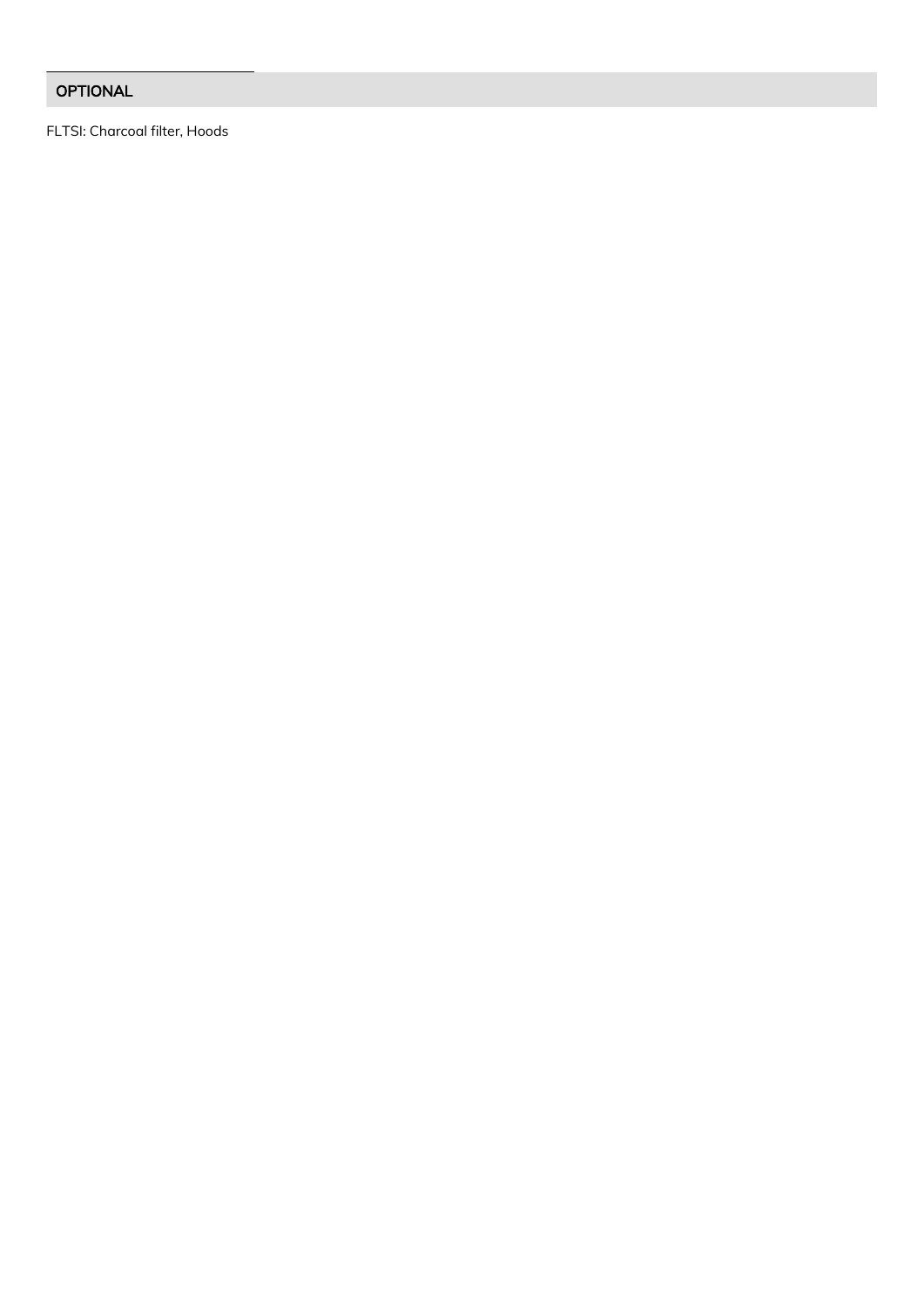## OPTIONAL

FLTSI: Charcoal filter, Hoods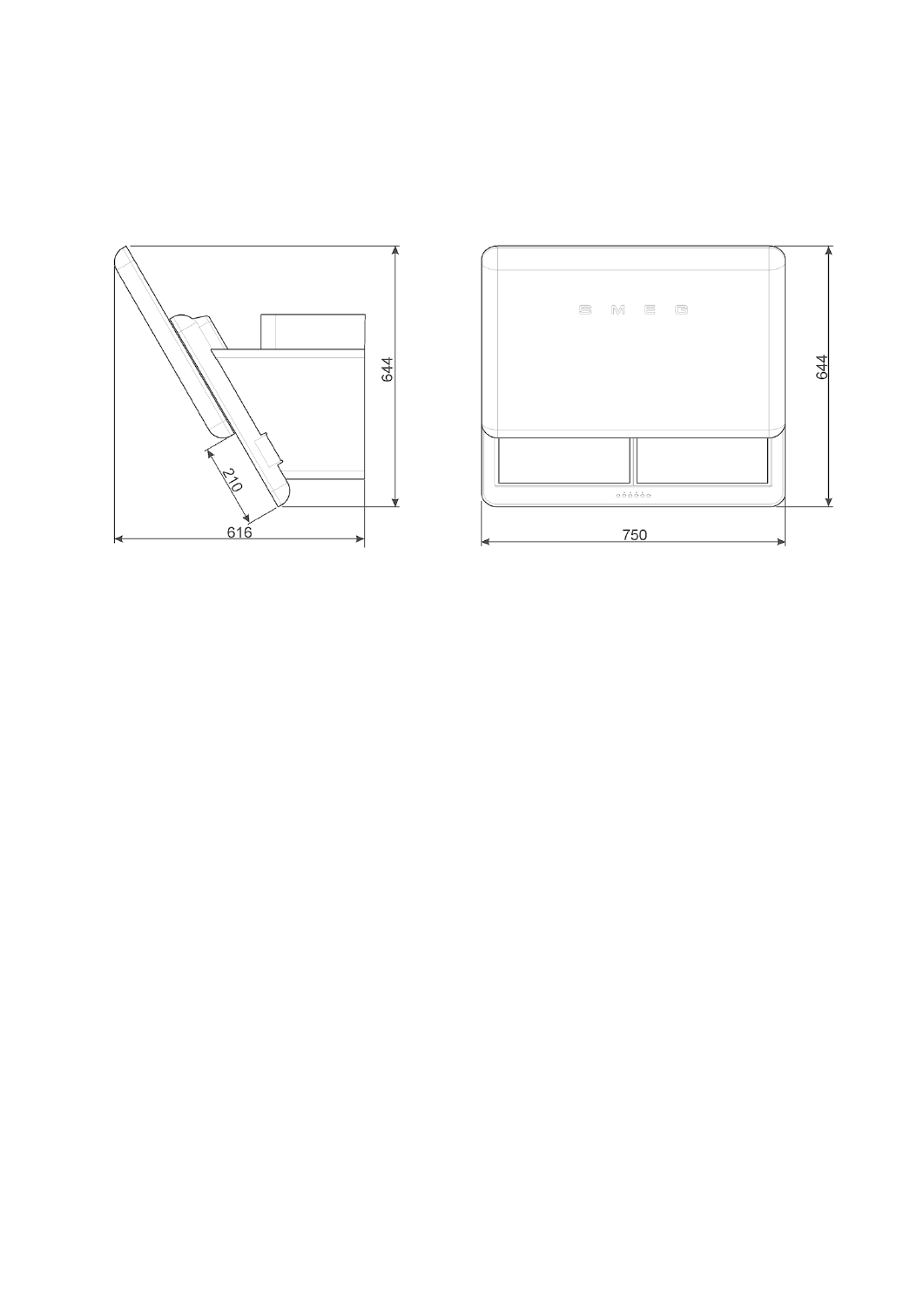644

210

616

SMEG

644

750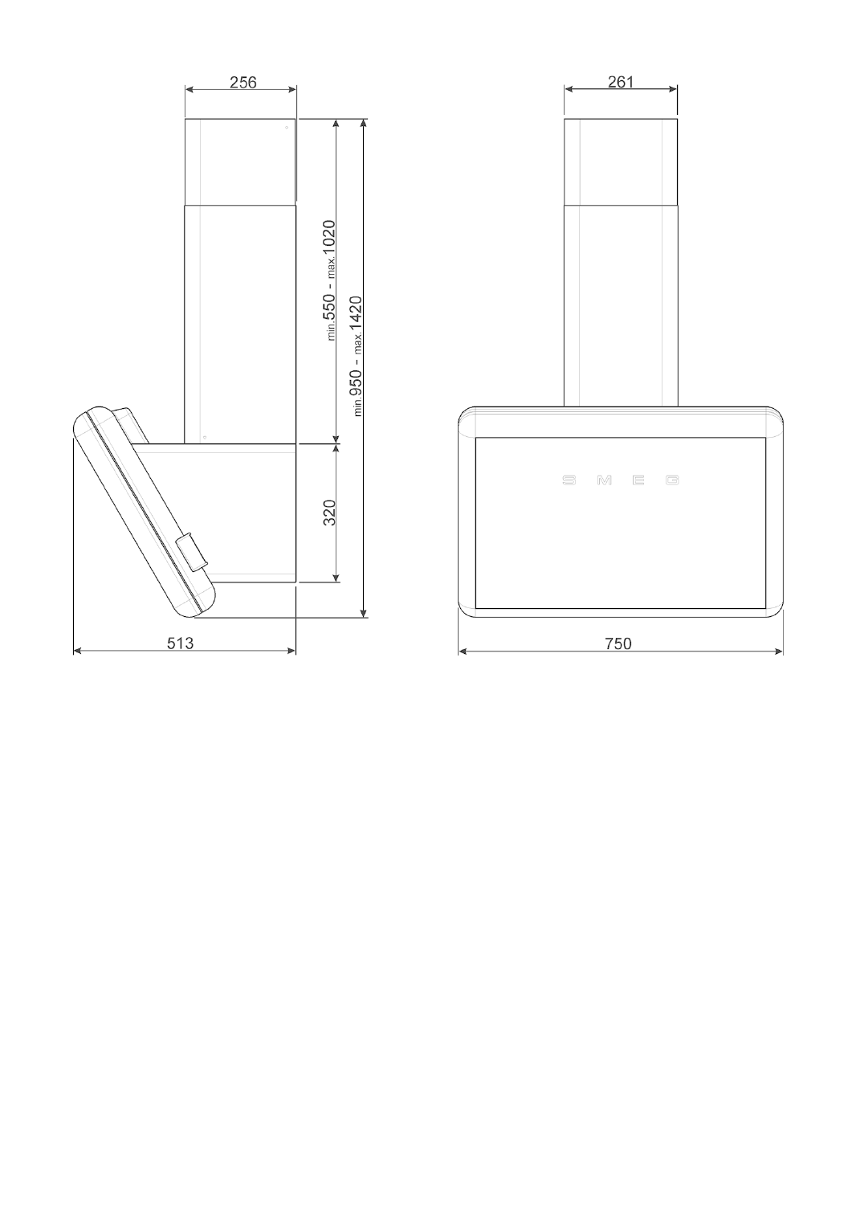256

min.550 - max.1020

min.950 - max.1420

320

513

261

SMEG

750